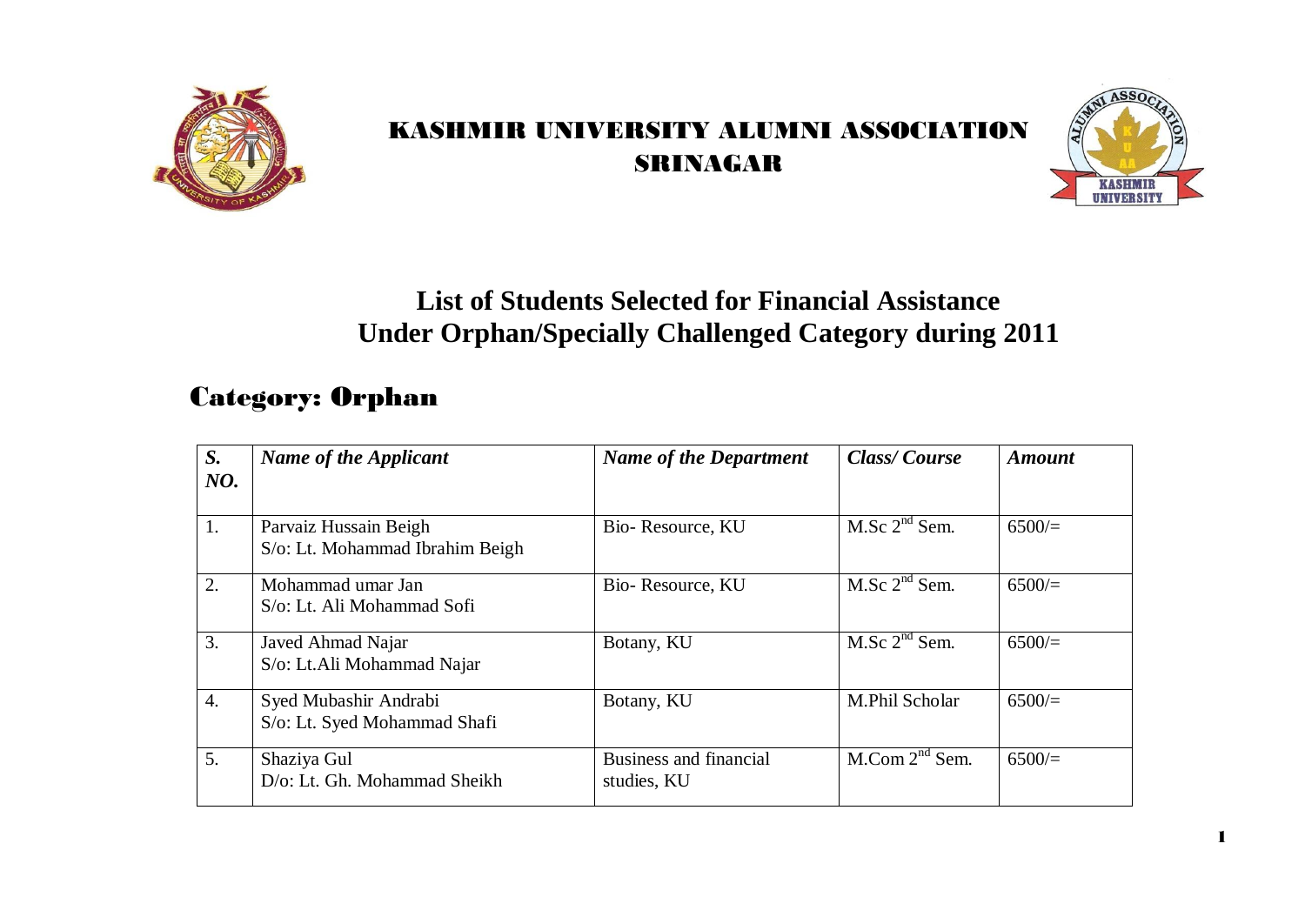# KASHMIR UNIVERSITY ALUMNI ASSOCIATION
# SRINAGAR

## List of Students Selected for Financial Assistance Under Orphan/Specially Challenged Category during 2011

## Category: Orphan

| *S. NO.* | *Name of the Applicant* | *Name of the Department* | *Class/ Course* | *Amount* |
|---|---|---|---|---|
| 1. | Parvaiz Hussain Beigh<br>S/o: Lt. Mohammad Ibrahim Beigh | Bio- Resource, KU | M.Sc 2nd Sem. | 6500/= |
| 2. | Mohammad umar Jan<br>S/o: Lt. Ali Mohammad Sofi | Bio- Resource, KU | M.Sc 2nd Sem. | 6500/= |
| 3. | Javed Ahmad Najar<br>S/o: Lt.Ali Mohammad Najar | Botany, KU | M.Sc 2nd Sem. | 6500/= |
| 4. | Syed Mubashir Andrabi<br>S/o: Lt. Syed Mohammad Shafi | Botany, KU | M.Phil Scholar | 6500/= |
| 5. | Shaziya Gul<br>D/o: Lt. Gh. Mohammad Sheikh | Business and financial studies, KU | M.Com 2nd Sem. | 6500/= |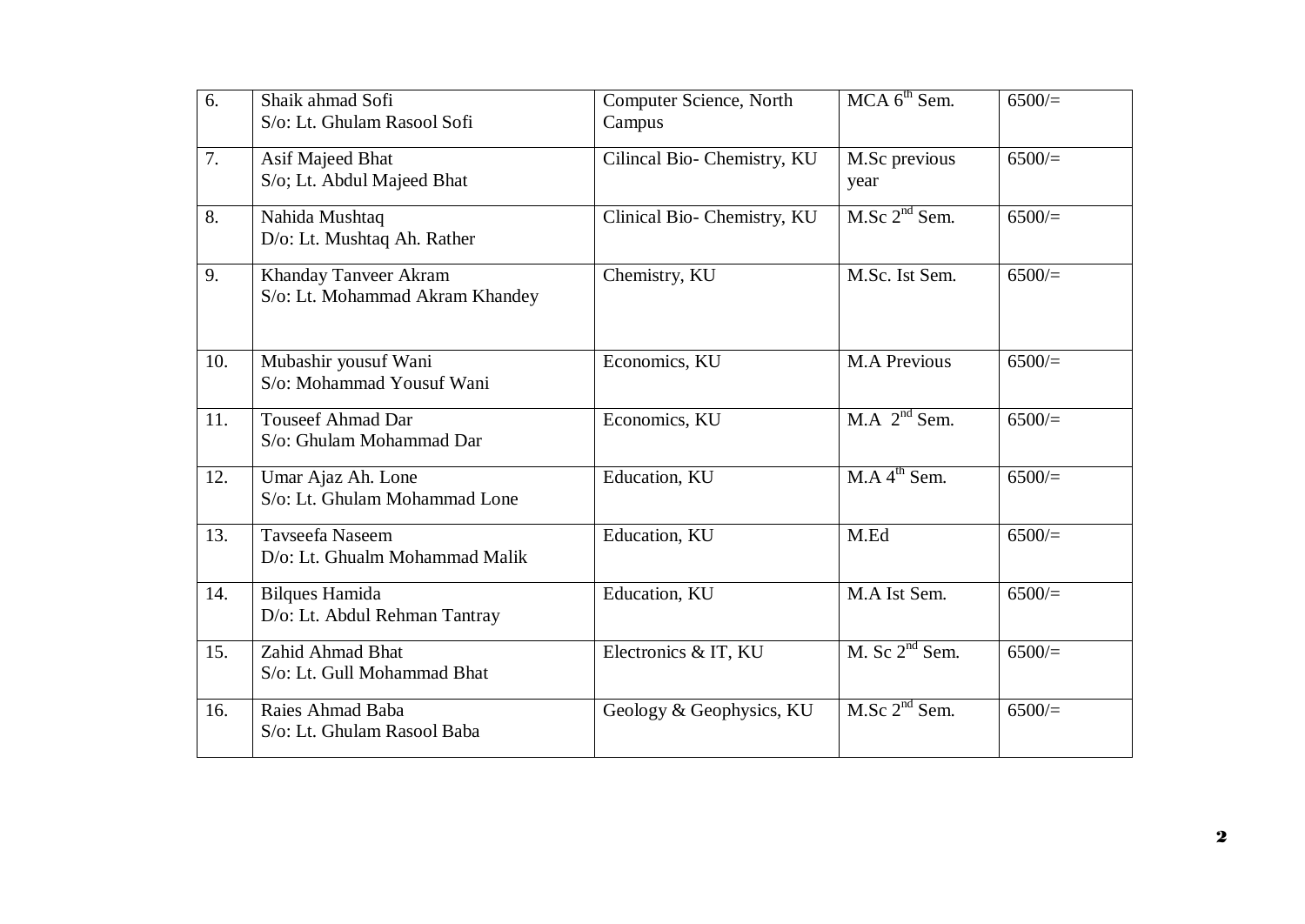| | | | | |
|---|---|---|---|---|
| 6. | Shaik ahmad Sofi<br>S/o: Lt. Ghulam Rasool Sofi | Computer Science, North Campus | MCA 6[th] Sem. | 6500/= |
| 7. | Asif Majeed Bhat<br>S/o; Lt. Abdul Majeed Bhat | Cilincal Bio- Chemistry, KU | M.Sc previous year | 6500/= |
| 8. | Nahida Mushtaq<br>D/o: Lt. Mushtaq Ah. Rather | Clinical Bio- Chemistry, KU | M.Sc 2[nd] Sem. | 6500/= |
| 9. | Khanday Tanveer Akram<br>S/o: Lt. Mohammad Akram Khandey | Chemistry, KU | M.Sc. Ist Sem. | 6500/= |
| 10. | Mubashir yousuf Wani<br>S/o: Mohammad Yousuf Wani | Economics, KU | M.A Previous | 6500/= |
| 11. | Touseef Ahmad Dar<br>S/o: Ghulam Mohammad Dar | Economics, KU | M.A 2[nd] Sem. | 6500/= |
| 12. | Umar Ajaz Ah. Lone<br>S/o: Lt. Ghulam Mohammad Lone | Education, KU | M.A 4[th] Sem. | 6500/= |
| 13. | Tavseefa Naseem<br>D/o: Lt. Ghualm Mohammad Malik | Education, KU | M.Ed | 6500/= |
| 14. | Bilques Hamida<br>D/o: Lt. Abdul Rehman Tantray | Education, KU | M.A Ist Sem. | 6500/= |
| 15. | Zahid Ahmad Bhat<br>S/o: Lt. Gull Mohammad Bhat | Electronics & IT, KU | M. Sc 2[nd] Sem. | 6500/= |
| 16. | Raies Ahmad Baba<br>S/o: Lt. Ghulam Rasool Baba | Geology & Geophysics, KU | M.Sc 2[nd] Sem. | 6500/= |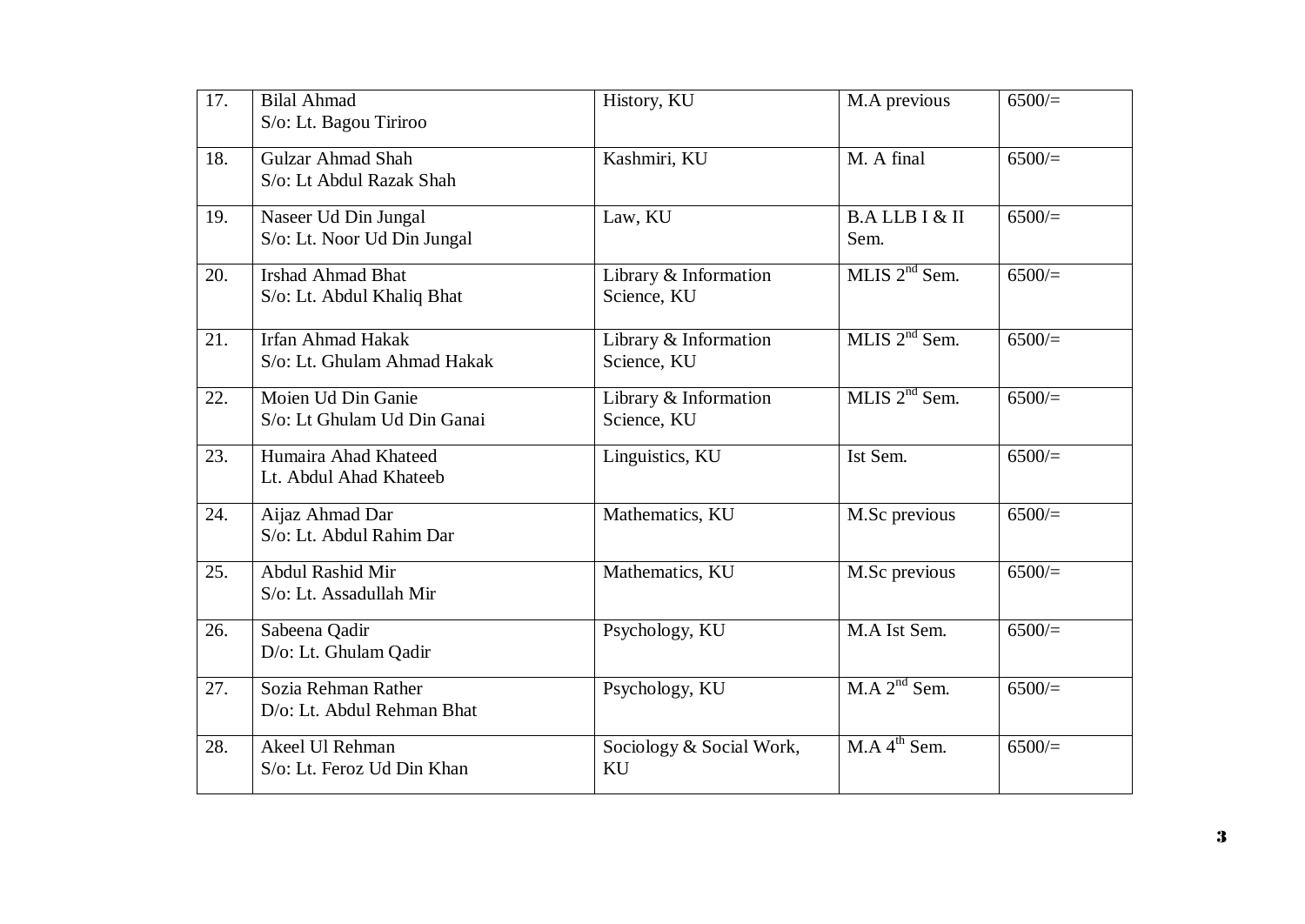| 17. | Bilal Ahmad<br>S/o: Lt. Bagou Tiriroo | History, KU | M.A previous | 6500/= |
|---|---|---|---|---|
| 18. | Gulzar Ahmad Shah<br>S/o: Lt Abdul Razak Shah | Kashmiri, KU | M. A final | 6500/= |
| 19. | Naseer Ud Din Jungal<br>S/o: Lt. Noor Ud Din Jungal | Law, KU | B.A LLB I & II Sem. | 6500/= |
| 20. | Irshad Ahmad Bhat<br>S/o: Lt. Abdul Khaliq Bhat | Library & Information Science, KU | MLIS 2nd Sem. | 6500/= |
| 21. | Irfan Ahmad Hakak<br>S/o: Lt. Ghulam Ahmad Hakak | Library & Information Science, KU | MLIS 2nd Sem. | 6500/= |
| 22. | Moien Ud Din Ganie<br>S/o: Lt Ghulam Ud Din Ganai | Library & Information Science, KU | MLIS 2nd Sem. | 6500/= |
| 23. | Humaira Ahad Khateed<br>Lt. Abdul Ahad Khateeb | Linguistics, KU | Ist Sem. | 6500/= |
| 24. | Aijaz Ahmad Dar<br>S/o: Lt. Abdul Rahim Dar | Mathematics, KU | M.Sc previous | 6500/= |
| 25. | Abdul Rashid Mir<br>S/o: Lt. Assadullah Mir | Mathematics, KU | M.Sc previous | 6500/= |
| 26. | Sabeena Qadir<br>D/o: Lt. Ghulam Qadir | Psychology, KU | M.A Ist Sem. | 6500/= |
| 27. | Sozia Rehman Rather<br>D/o: Lt. Abdul Rehman Bhat | Psychology, KU | M.A 2nd Sem. | 6500/= |
| 28. | Akeel Ul Rehman<br>S/o: Lt. Feroz Ud Din Khan | Sociology & Social Work, KU | M.A 4th Sem. | 6500/= |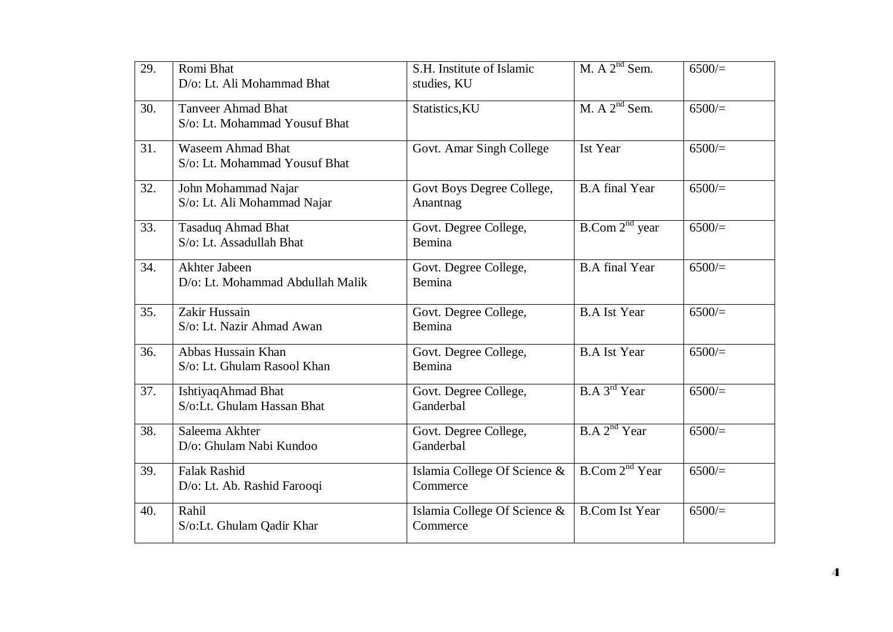| 29. | Romi Bhat<br>D/o: Lt. Ali Mohammad Bhat | S.H. Institute of Islamic studies, KU | M. A 2nd Sem. | 6500/= |
|---|---|---|---|---|
| 30. | Tanveer Ahmad Bhat<br>S/o: Lt. Mohammad Yousuf Bhat | Statistics,KU | M. A 2nd Sem. | 6500/= |
| 31. | Waseem Ahmad Bhat<br>S/o: Lt. Mohammad Yousuf Bhat | Govt. Amar Singh College | Ist Year | 6500/= |
| 32. | John Mohammad Najar<br>S/o: Lt. Ali Mohammad Najar | Govt Boys Degree College, Anantnag | B.A final Year | 6500/= |
| 33. | Tasaduq Ahmad Bhat<br>S/o: Lt. Assadullah Bhat | Govt. Degree College, Bemina | B.Com 2nd year | 6500/= |
| 34. | Akhter Jabeen<br>D/o: Lt. Mohammad Abdullah Malik | Govt. Degree College, Bemina | B.A final Year | 6500/= |
| 35. | Zakir Hussain<br>S/o: Lt. Nazir Ahmad Awan | Govt. Degree College, Bemina | B.A Ist Year | 6500/= |
| 36. | Abbas Hussain Khan<br>S/o: Lt. Ghulam Rasool Khan | Govt. Degree College, Bemina | B.A Ist Year | 6500/= |
| 37. | IshtiyaqAhmad Bhat<br>S/o:Lt. Ghulam Hassan Bhat | Govt. Degree College, Ganderbal | B.A 3rd Year | 6500/= |
| 38. | Saleema Akhter<br>D/o: Ghulam Nabi Kundoo | Govt. Degree College, Ganderbal | B.A 2nd Year | 6500/= |
| 39. | Falak Rashid<br>D/o: Lt. Ab. Rashid Farooqi | Islamia College Of Science & Commerce | B.Com 2nd Year | 6500/= |
| 40. | Rahil<br>S/o:Lt. Ghulam Qadir Khar | Islamia College Of Science & Commerce | B.Com Ist Year | 6500/= |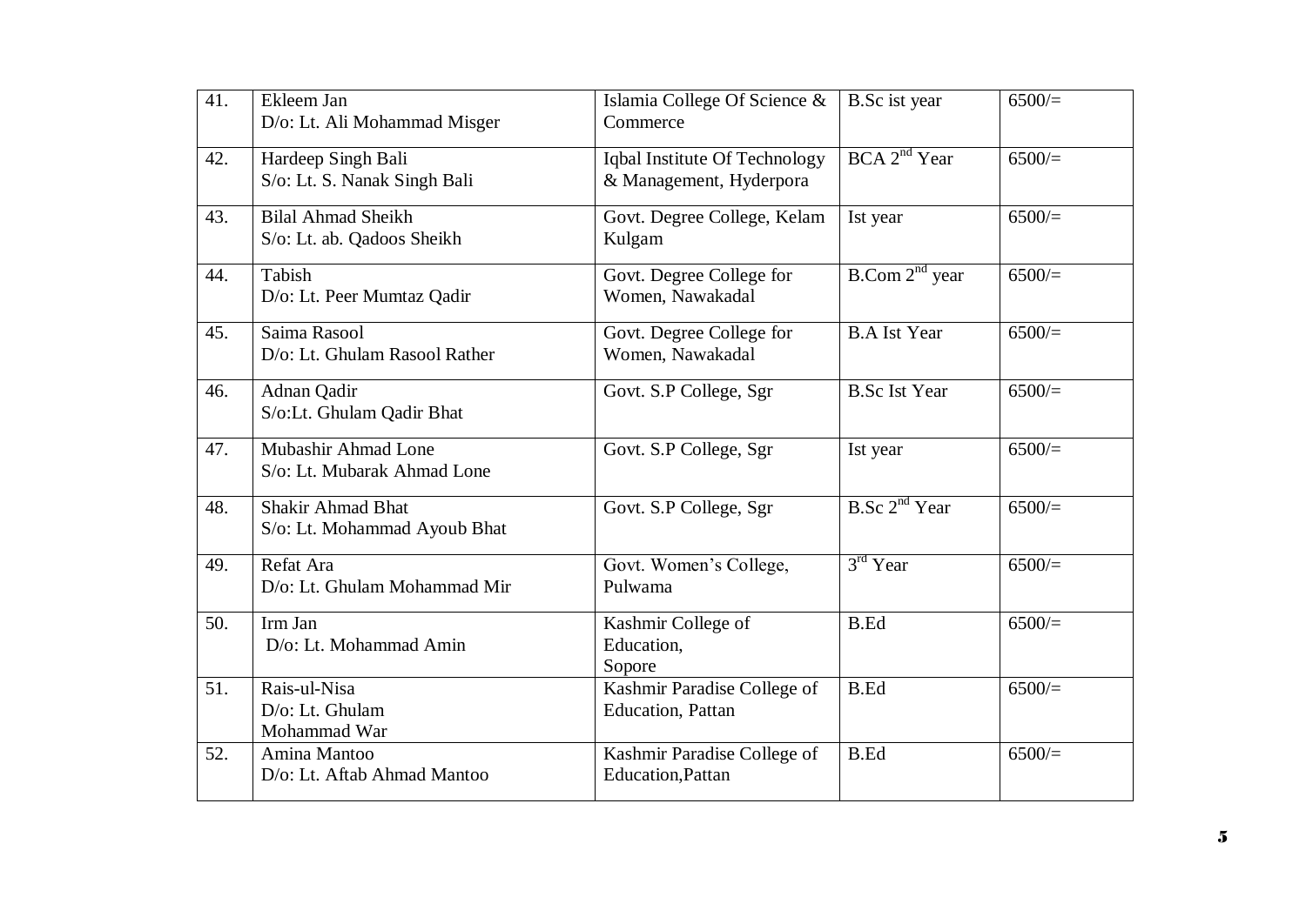| 41. | Ekleem Jan<br>D/o: Lt. Ali Mohammad Misger | Islamia College Of Science & Commerce | B.Sc ist year | 6500/= |
|---|---|---|---|---|
| 42. | Hardeep Singh Bali<br>S/o: Lt. S. Nanak Singh Bali | Iqbal Institute Of Technology & Management, Hyderpora | BCA 2nd Year | 6500/= |
| 43. | Bilal Ahmad Sheikh<br>S/o: Lt. ab. Qadoos Sheikh | Govt. Degree College, Kelam Kulgam | Ist year | 6500/= |
| 44. | Tabish<br>D/o: Lt. Peer Mumtaz Qadir | Govt. Degree College for Women, Nawakadal | B.Com 2nd year | 6500/= |
| 45. | Saima Rasool<br>D/o: Lt. Ghulam Rasool Rather | Govt. Degree College for Women, Nawakadal | B.A Ist Year | 6500/= |
| 46. | Adnan Qadir<br>S/o:Lt. Ghulam Qadir Bhat | Govt. S.P College, Sgr | B.Sc Ist Year | 6500/= |
| 47. | Mubashir Ahmad Lone<br>S/o: Lt. Mubarak Ahmad Lone | Govt. S.P College, Sgr | Ist year | 6500/= |
| 48. | Shakir Ahmad Bhat<br>S/o: Lt. Mohammad Ayoub Bhat | Govt. S.P College, Sgr | B.Sc 2nd Year | 6500/= |
| 49. | Refat Ara<br>D/o: Lt. Ghulam Mohammad Mir | Govt. Women's College, Pulwama | 3rd Year | 6500/= |
| 50. | Irm Jan<br>D/o: Lt. Mohammad Amin | Kashmir College of Education, Sopore | B.Ed | 6500/= |
| 51. | Rais-ul-Nisa<br>D/o: Lt. Ghulam Mohammad War | Kashmir Paradise College of Education, Pattan | B.Ed | 6500/= |
| 52. | Amina Mantoo<br>D/o: Lt. Aftab Ahmad Mantoo | Kashmir Paradise College of Education,Pattan | B.Ed | 6500/= |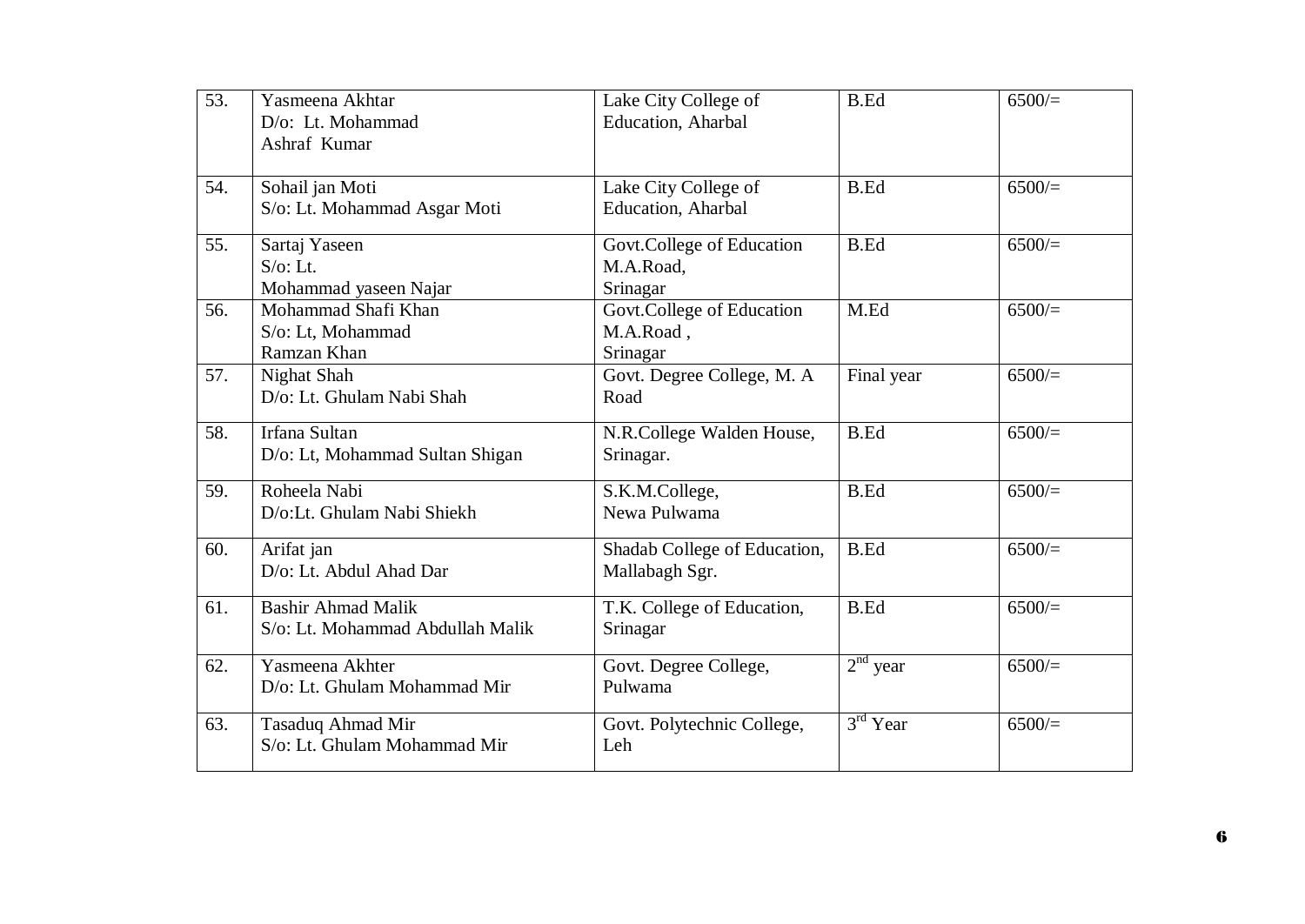| 53. | Yasmeena Akhtar D/o: Lt. Mohammad Ashraf Kumar | Lake City College of Education, Aharbal | B.Ed | 6500/= |
|---|---|---|---|---|
| 54. | Sohail jan Moti S/o: Lt. Mohammad Asgar Moti | Lake City College of Education, Aharbal | B.Ed | 6500/= |
| 55. | Sartaj Yaseen S/o: Lt. Mohammad yaseen Najar | Govt.College of Education M.A.Road, Srinagar | B.Ed | 6500/= |
| 56. | Mohammad Shafi Khan S/o: Lt, Mohammad Ramzan Khan | Govt.College of Education M.A.Road , Srinagar | M.Ed | 6500/= |
| 57. | Nighat Shah D/o: Lt. Ghulam Nabi Shah | Govt. Degree College, M. A Road | Final year | 6500/= |
| 58. | Irfana Sultan D/o: Lt, Mohammad Sultan Shigan | N.R.College Walden House, Srinagar. | B.Ed | 6500/= |
| 59. | Roheela Nabi D/o:Lt. Ghulam Nabi Shiekh | S.K.M.College, Newa Pulwama | B.Ed | 6500/= |
| 60. | Arifat jan D/o: Lt. Abdul Ahad Dar | Shadab College of Education, Mallabagh Sgr. | B.Ed | 6500/= |
| 61. | Bashir Ahmad Malik S/o: Lt. Mohammad Abdullah Malik | T.K. College of Education, Srinagar | B.Ed | 6500/= |
| 62. | Yasmeena Akhter D/o: Lt. Ghulam Mohammad Mir | Govt. Degree College, Pulwama | 2nd year | 6500/= |
| 63. | Tasaduq Ahmad Mir S/o: Lt. Ghulam Mohammad Mir | Govt. Polytechnic College, Leh | 3rd Year | 6500/= |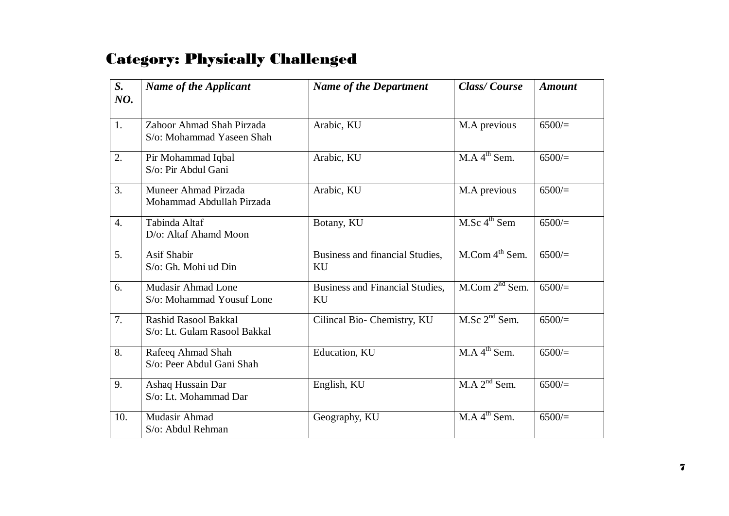## Category: Physically Challenged

| *S. NO.* | *Name of the Applicant* | *Name of the Department* | *Class/ Course* | *Amount* |
|---|---|---|---|---|
| 1. | Zahoor Ahmad Shah Pirzada S/o: Mohammad Yaseen Shah | Arabic, KU | M.A previous | 6500/= |
| 2. | Pir Mohammad Iqbal S/o: Pir Abdul Gani | Arabic, KU | M.A 4th Sem. | 6500/= |
| 3. | Muneer Ahmad Pirzada Mohammad Abdullah Pirzada | Arabic, KU | M.A previous | 6500/= |
| 4. | Tabinda Altaf D/o: Altaf Ahamd Moon | Botany, KU | M.Sc 4th Sem | 6500/= |
| 5. | Asif Shabir S/o: Gh. Mohi ud Din | Business and financial Studies, KU | M.Com 4th Sem. | 6500/= |
| 6. | Mudasir Ahmad Lone S/o: Mohammad Yousuf Lone | Business and Financial Studies, KU | M.Com 2nd Sem. | 6500/= |
| 7. | Rashid Rasool Bakkal S/o: Lt. Gulam Rasool Bakkal | Cilincal Bio- Chemistry, KU | M.Sc 2nd Sem. | 6500/= |
| 8. | Rafeeq Ahmad Shah S/o: Peer Abdul Gani Shah | Education, KU | M.A 4th Sem. | 6500/= |
| 9. | Ashaq Hussain Dar S/o: Lt. Mohammad Dar | English, KU | M.A 2nd Sem. | 6500/= |
| 10. | Mudasir Ahmad S/o: Abdul Rehman | Geography, KU | M.A 4th Sem. | 6500/= |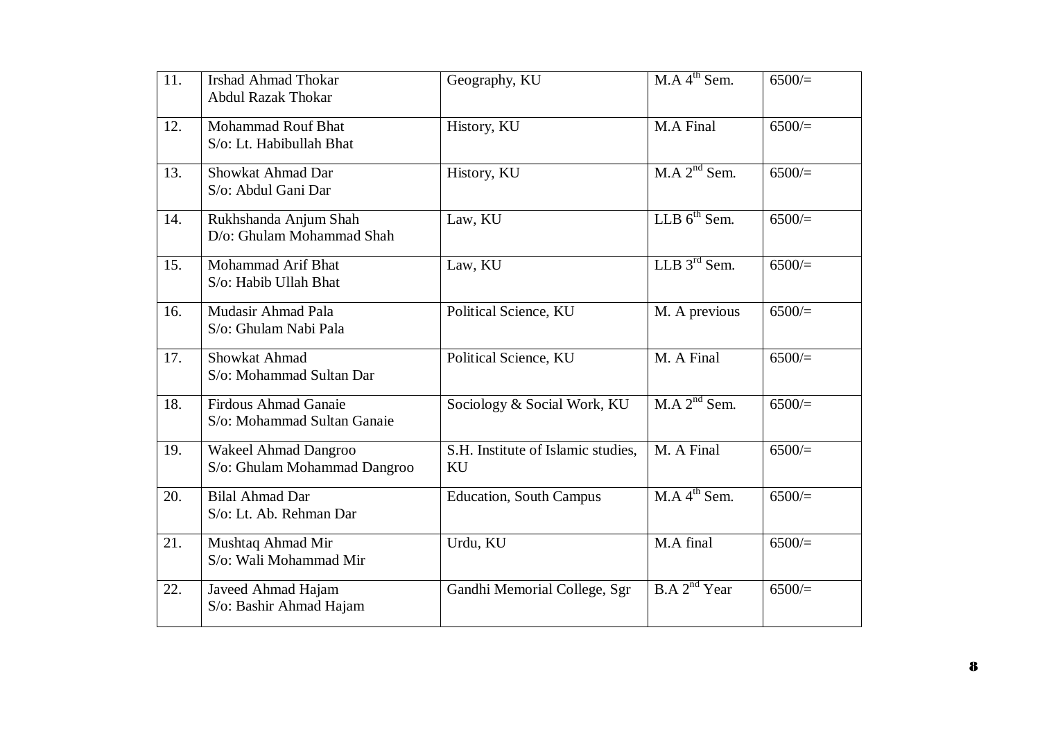| 11. | Irshad Ahmad Thokar<br>Abdul Razak Thokar | Geography, KU | M.A 4th Sem. | 6500/= |
|---|---|---|---|---|
| 12. | Mohammad Rouf Bhat<br>S/o: Lt. Habibullah Bhat | History, KU | M.A Final | 6500/= |
| 13. | Showkat Ahmad Dar<br>S/o: Abdul Gani Dar | History, KU | M.A 2nd Sem. | 6500/= |
| 14. | Rukhshanda Anjum Shah<br>D/o: Ghulam Mohammad Shah | Law, KU | LLB 6th Sem. | 6500/= |
| 15. | Mohammad Arif Bhat<br>S/o: Habib Ullah Bhat | Law, KU | LLB 3rd Sem. | 6500/= |
| 16. | Mudasir Ahmad Pala<br>S/o: Ghulam Nabi Pala | Political Science, KU | M. A previous | 6500/= |
| 17. | Showkat Ahmad<br>S/o: Mohammad Sultan Dar | Political Science, KU | M. A Final | 6500/= |
| 18. | Firdous Ahmad Ganaie<br>S/o: Mohammad Sultan Ganaie | Sociology & Social Work, KU | M.A 2nd Sem. | 6500/= |
| 19. | Wakeel Ahmad Dangroo<br>S/o: Ghulam Mohammad Dangroo | S.H. Institute of Islamic studies, KU | M. A Final | 6500/= |
| 20. | Bilal Ahmad Dar<br>S/o: Lt. Ab. Rehman Dar | Education, South Campus | M.A 4th Sem. | 6500/= |
| 21. | Mushtaq Ahmad Mir<br>S/o: Wali Mohammad Mir | Urdu, KU | M.A final | 6500/= |
| 22. | Javeed Ahmad Hajam<br>S/o: Bashir Ahmad Hajam | Gandhi Memorial College, Sgr | B.A 2nd Year | 6500/= |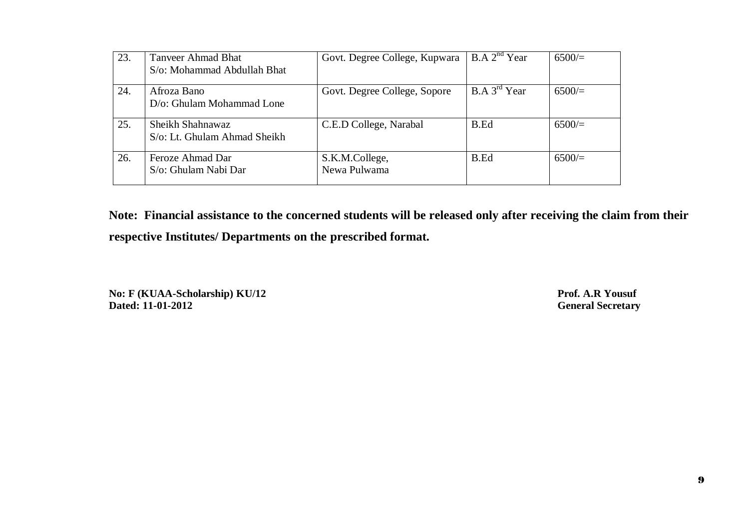| | | | | |
|---|---|---|---|---|
| 23. | Tanveer Ahmad Bhat<br>S/o: Mohammad Abdullah Bhat | Govt. Degree College, Kupwara | B.A 2[nd] Year | 6500/= |
| 24. | Afroza Bano<br>D/o: Ghulam Mohammad Lone | Govt. Degree College, Sopore | B.A 3[rd] Year | 6500/= |
| 25. | Sheikh Shahnawaz<br>S/o: Lt. Ghulam Ahmad Sheikh | C.E.D College, Narabal | B.Ed | 6500/= |
| 26. | Feroze Ahmad Dar<br>S/o: Ghulam Nabi Dar | S.K.M.College,<br>Newa Pulwama | B.Ed | 6500/= |

**Note: Financial assistance to the concerned students will be released only after receiving the claim from their respective Institutes/ Departments on the prescribed format.**

**No: F (KUAA-Scholarship) KU/12**
**Dated: 11-01-2012**

**Prof. A.R Yousuf**
**General Secretary**